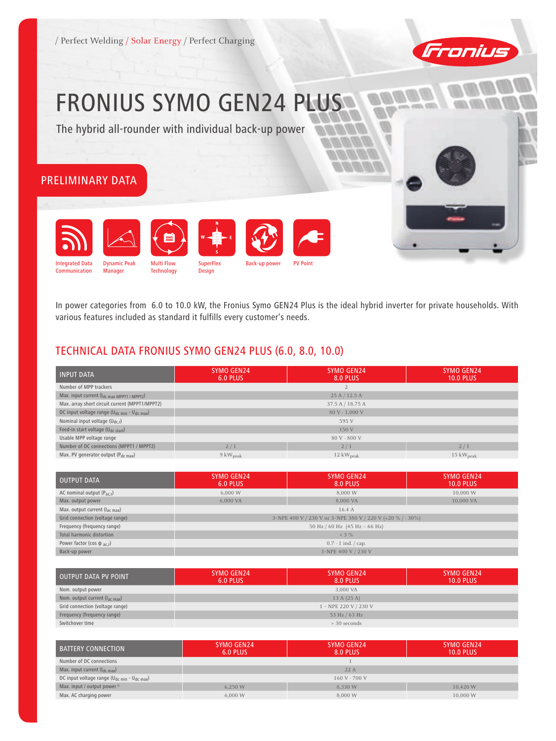/ Perfect Welding / Solar Energy / Perfect Charging

# FRONIUS SYMO GEN24 PLUS

The hybrid all-rounder with individual back-up power

## PRELIMINARY DATA

Integrated Data Communication | Dynamic Peak Manager | Multi Flow Technology | SuperFlex Design | Back-up power | PV Point

In power categories from 6.0 to 10.0 kW, the Fronius Symo GEN24 Plus is the ideal hybrid inverter for private households. With various features included as standard it fulfills every customer's needs.

## TECHNICAL DATA FRONIUS SYMO GEN24 PLUS (6.0, 8.0, 10.0)

| INPUT DATA | SYMO GEN24 6.0 PLUS | SYMO GEN24 8.0 PLUS | SYMO GEN24 10.0 PLUS |
|---|---|---|---|
| Number of MPP trackers | | 2 | |
| Max. input current ($I_{dc\ max\ MPPT1\ /\ MPPT2}$) | | 25 A / 12.5 A | |
| Max. array short circuit current (MPPT1/MPPT2) | | 37.5 A / 18.75 A | |
| DC input voltage range ($U_{dc\ min}$ - $U_{dc\ max}$) | | 80 V - 1,000 V | |
| Nominal input voltage ($U_{dc,r}$) | | 595 V | |
| Feed-in start voltage ($U_{dc\ start}$) | | 150 V | |
| Usable MPP voltage range | | 80 V - 800 V | |
| Number of DC connections (MPPT1 / MPPT2) | 2 / 1 | 2 / 1 | 2 / 1 |
| Max. PV generator output ($P_{dc\ max}$) | 9 $kW_{peak}$ | 12 $kW_{peak}$ | 15 $kW_{peak}$ |

| OUTPUT DATA | SYMO GEN24 6.0 PLUS | SYMO GEN24 8.0 PLUS | SYMO GEN24 10.0 PLUS |
|---|---|---|---|
| AC nominal output ($P_{ac,r}$) | 6,000 W | 8,000 W | 10,000 W |
| Max. output power | 6,000 VA | 8,000 VA | 10,000 VA |
| Max. output current ($I_{ac\ max}$) | | 16.4 A | |
| Grid connection (voltage range) | | 3-NPE 400 V / 230 V or 3-NPE 380 V / 220 V (+20 % / - 30%) | |
| Frequency (frequency range) | | 50 Hz / 60 Hz (45 Hz – 66 Hz) | |
| Total harmonic distortion | | < 3 % | |
| Power factor (cos $\phi_{ac,r}$) | | 0.7 - 1 ind. / cap. | |
| Back-up power | | 3-NPE 400 V / 230 V | |

| OUTPUT DATA PV POINT | SYMO GEN24 6.0 PLUS | SYMO GEN24 8.0 PLUS | SYMO GEN24 10.0 PLUS |
|---|---|---|---|
| Nom. output power | | 3,000 VA | |
| Nom. output current ($I_{ac\ max}$) | | 13 A (25 A) | |
| Grid connection (voltage range) | | 1 - NPE 220 V / 230 V | |
| Frequency (frequency range) | | 53 Hz / 63 Hz | |
| Switchover time | | > 30 seconds | |

| BATTERY CONNECTION | SYMO GEN24 6.0 PLUS | SYMO GEN24 8.0 PLUS | SYMO GEN24 10.0 PLUS |
|---|---|---|---|
| Number of DC connections | | 1 | |
| Max. input current ($I_{dc\ max}$) | | 22 A | |
| DC input voltage range ($U_{dc\ min}$ - $U_{dc\ max}$) | | 160 V - 700 V | |
| Max. input / output power [1] | 6,250 W | 8,330 W | 10,420 W |
| Max. AC charging power | 6,000 W | 8,000 W | 10,000 W |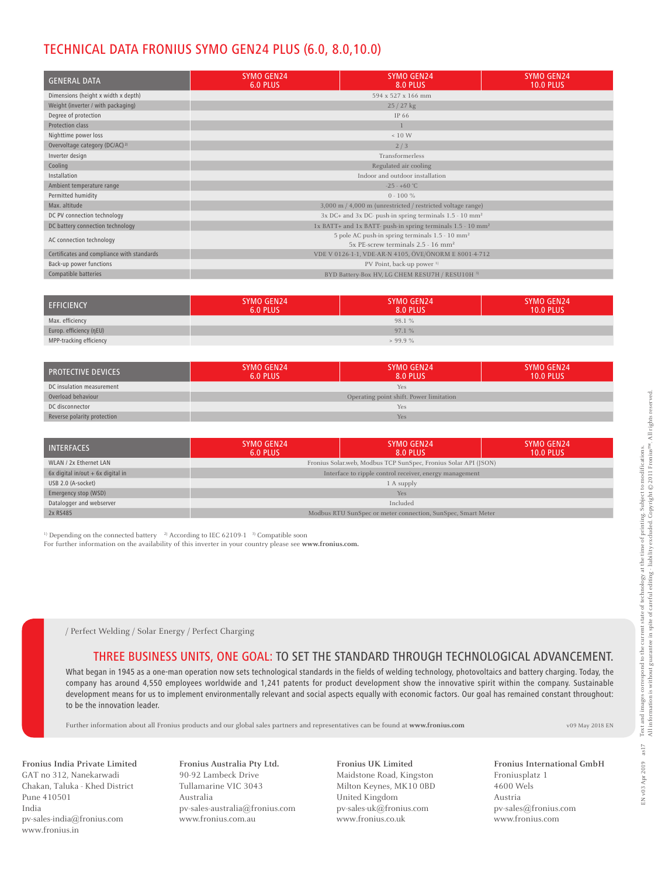# TECHNICAL DATA FRONIUS SYMO GEN24 PLUS (6.0, 8.0,10.0)

| GENERAL DATA | SYMO GEN24 6.0 PLUS | SYMO GEN24 8.0 PLUS | SYMO GEN24 10.0 PLUS |
|---|---|---|---|
| Dimensions (height x width x depth) | 594 x 527 x 166 mm | | |
| Weight (inverter / with packaging) | 25 / 27 kg | | |
| Degree of protection | IP 66 | | |
| Protection class | 1 | | |
| Nighttime power loss | < 10 W | | |
| Overvoltage category (DC/AC) [2] | 2 / 3 | | |
| Inverter design | Transformerless | | |
| Cooling | Regulated air cooling | | |
| Installation | Indoor and outdoor installation | | |
| Ambient temperature range | -25 - +60 °C | | |
| Permitted humidity | 0 - 100 % | | |
| Max. altitude | 3,000 m / 4,000 m (unrestricted / restricted voltage range) | | |
| DC PV connection technology | 3x DC+ and 3x DC- push-in spring terminals 1.5 - 10 mm² | | |
| DC battery connection technology | 1x BATT+ and 1x BATT- push-in spring terminals 1.5 - 10 mm² | | |
| AC connection technology | 5 pole AC push-in spring terminals 1.5 - 10 mm² 5x PE-screw terminals 2.5 - 16 mm² | | |
| Certificates and compliance with standards | VDE V 0126-1-1, VDE-AR-N 4105, ÖVE/ÖNORM E 8001-4-712 | | |
| Back-up power functions | PV Point, back-up power [1] | | |
| Compatible batteries | BYD Battery-Box HV, LG CHEM RESU7H / RESU10H [3] | | |

| EFFICIENCY | SYMO GEN24 6.0 PLUS | SYMO GEN24 8.0 PLUS | SYMO GEN24 10.0 PLUS |
|---|---|---|---|
| Max. efficiency | 98.1 % | | |
| Europ. efficiency (ηEU) | 97.1 % | | |
| MPP-tracking efficiency | > 99.9 % | | |

| PROTECTIVE DEVICES | SYMO GEN24 6.0 PLUS | SYMO GEN24 8.0 PLUS | SYMO GEN24 10.0 PLUS |
|---|---|---|---|
| DC insulation measurement | Yes | | |
| Overload behaviour | Operating point shift. Power limitation | | |
| DC disconnector | Yes | | |
| Reverse polarity protection | Yes | | |

| INTERFACES | SYMO GEN24 6.0 PLUS | SYMO GEN24 8.0 PLUS | SYMO GEN24 10.0 PLUS |
|---|---|---|---|
| WLAN / 2x Ethernet LAN | Fronius Solar.web, Modbus TCP SunSpec, Fronius Solar API (JSON) | | |
| 6x digital in/out + 6x digital in | Interface to ripple control receiver, energy management | | |
| USB 2.0 (A-socket) | 1 A supply | | |
| Emergency stop (WSD) | Yes | | |
| Datalogger and webserver | Included | | |
| 2x RS485 | Modbus RTU SunSpec or meter connection, SunSpec, Smart Meter | | |

[1] Depending on the connected battery [2] According to IEC 62109-1 [3] Compatible soon

For further information on the availability of this inverter in your country please see **www.fronius.com.**

/ Perfect Welding / Solar Energy / Perfect Charging

## THREE BUSINESS UNITS, ONE GOAL: TO SET THE STANDARD THROUGH TECHNOLOGICAL ADVANCEMENT.

What began in 1945 as a one-man operation now sets technological standards in the fields of welding technology, photovoltaics and battery charging. Today, the company has around 4,550 employees worldwide and 1,241 patents for product development show the innovative spirit within the company. Sustainable development means for us to implement environmentally relevant and social aspects equally with economic factors. Our goal has remained constant throughout: to be the innovation leader.

Further information about all Fronius products and our global sales partners and representatives can be found at **www.fronius.com**

v09 May 2018 EN

Text and images correspond to the current state of technology at the time of printing. Subject to modifications. All information is without guarantee in spite of careful editing - liability excluded. Copyright © 2011 Fronius™. All rights reserved.

EN v03 Apr 2019 as17

**Fronius India Private Limited**
GAT no 312, Nanekarwadi
Chakan, Taluka - Khed District
Pune 410501
India
pv-sales-india@fronius.com
www.fronius.in

**Fronius Australia Pty Ltd.**
90-92 Lambeck Drive
Tullamarine VIC 3043
Australia
pv-sales-australia@fronius.com
www.fronius.com.au

**Fronius UK Limited**
Maidstone Road, Kingston
Milton Keynes, MK10 0BD
United Kingdom
pv-sales-uk@fronius.com
www.fronius.co.uk

**Fronius International GmbH**
Froniusplatz 1
4600 Wels
Austria
pv-sales@fronius.com
www.fronius.com